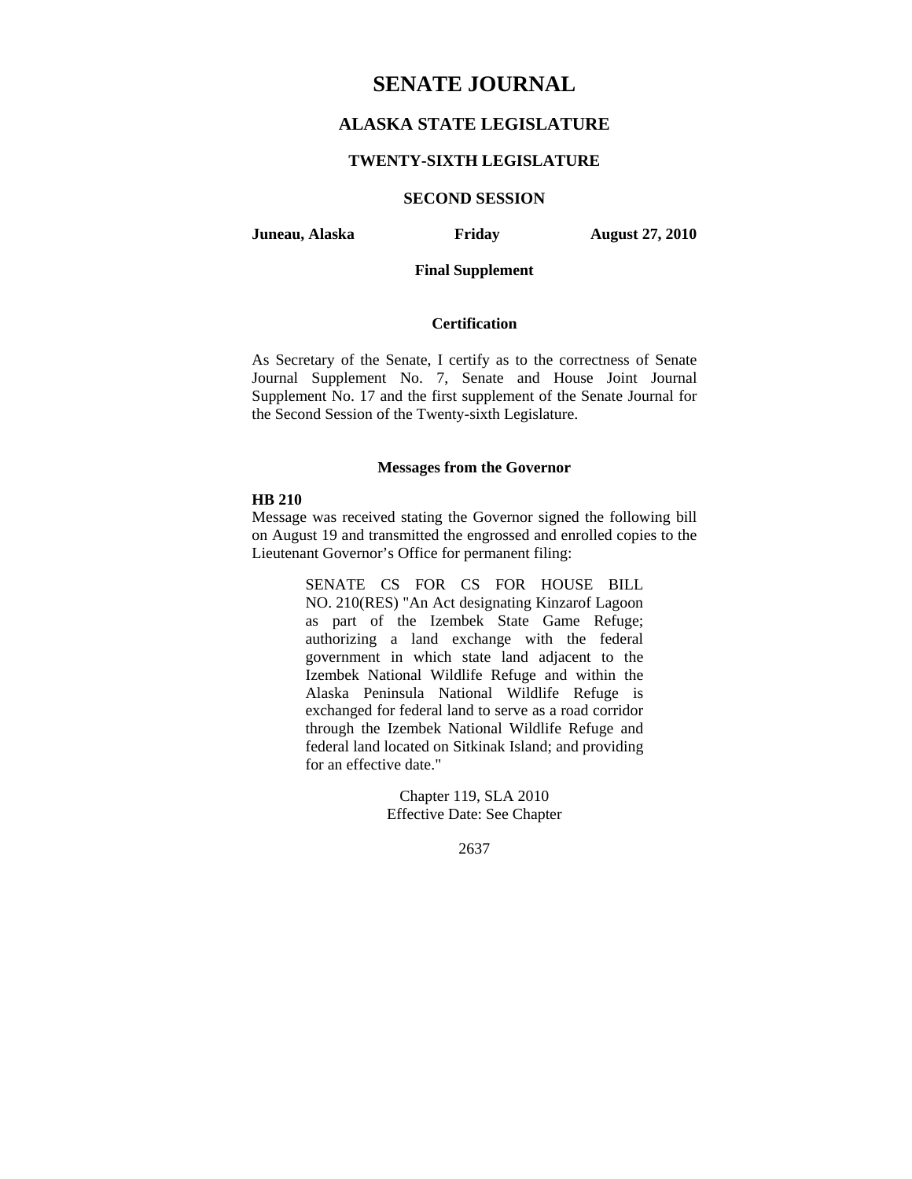# SENATE JOURNAL

## ALASKA STATE LEGISLATURE

### TWENTY-SIXTH LEGISLATURE

### SECOND SESSION

**Juneau, Alaska** **Friday** **August 27, 2010**

**Final Supplement**

**Certification**

As Secretary of the Senate, I certify as to the correctness of Senate Journal Supplement No. 7, Senate and House Joint Journal Supplement No. 17 and the first supplement of the Senate Journal for the Second Session of the Twenty-sixth Legislature.

**Messages from the Governor**

**HB 210**

Message was received stating the Governor signed the following bill on August 19 and transmitted the engrossed and enrolled copies to the Lieutenant Governor's Office for permanent filing:

> SENATE CS FOR CS FOR HOUSE BILL NO. 210(RES) "An Act designating Kinzarof Lagoon as part of the Izembek State Game Refuge; authorizing a land exchange with the federal government in which state land adjacent to the Izembek National Wildlife Refuge and within the Alaska Peninsula National Wildlife Refuge is exchanged for federal land to serve as a road corridor through the Izembek National Wildlife Refuge and federal land located on Sitkinak Island; and providing for an effective date."
>
> Chapter 119, SLA 2010
> Effective Date: See Chapter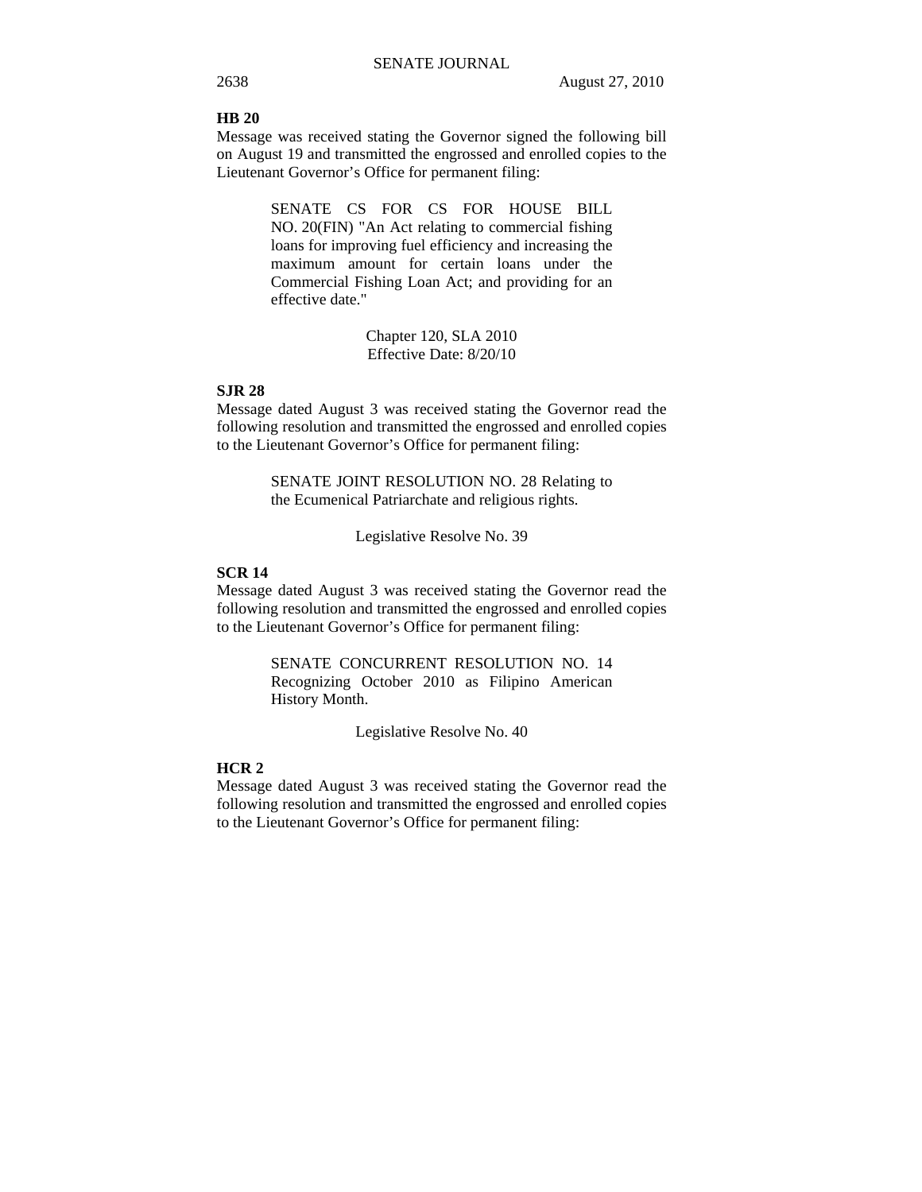**HB 20**

Message was received stating the Governor signed the following bill on August 19 and transmitted the engrossed and enrolled copies to the Lieutenant Governor's Office for permanent filing:

> SENATE CS FOR CS FOR HOUSE BILL NO. 20(FIN) "An Act relating to commercial fishing loans for improving fuel efficiency and increasing the maximum amount for certain loans under the Commercial Fishing Loan Act; and providing for an effective date."
>
> Chapter 120, SLA 2010
> Effective Date: 8/20/10

**SJR 28**

Message dated August 3 was received stating the Governor read the following resolution and transmitted the engrossed and enrolled copies to the Lieutenant Governor's Office for permanent filing:

> SENATE JOINT RESOLUTION NO. 28 Relating to the Ecumenical Patriarchate and religious rights.
>
> Legislative Resolve No. 39

**SCR 14**

Message dated August 3 was received stating the Governor read the following resolution and transmitted the engrossed and enrolled copies to the Lieutenant Governor's Office for permanent filing:

> SENATE CONCURRENT RESOLUTION NO. 14 Recognizing October 2010 as Filipino American History Month.
>
> Legislative Resolve No. 40

**HCR 2**

Message dated August 3 was received stating the Governor read the following resolution and transmitted the engrossed and enrolled copies to the Lieutenant Governor's Office for permanent filing: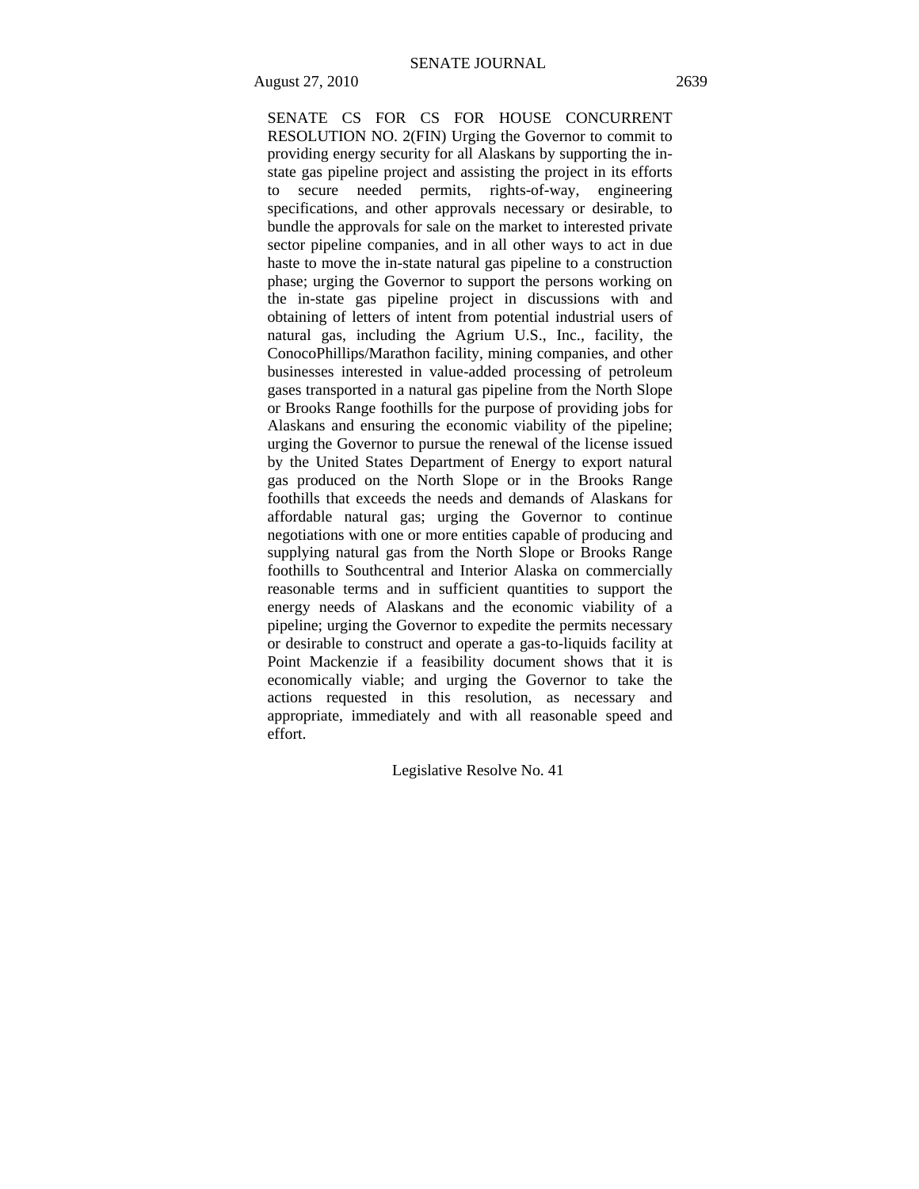SENATE CS FOR CS FOR HOUSE CONCURRENT RESOLUTION NO. 2(FIN) Urging the Governor to commit to providing energy security for all Alaskans by supporting the in-state gas pipeline project and assisting the project in its efforts to secure needed permits, rights-of-way, engineering specifications, and other approvals necessary or desirable, to bundle the approvals for sale on the market to interested private sector pipeline companies, and in all other ways to act in due haste to move the in-state natural gas pipeline to a construction phase; urging the Governor to support the persons working on the in-state gas pipeline project in discussions with and obtaining of letters of intent from potential industrial users of natural gas, including the Agrium U.S., Inc., facility, the ConocoPhillips/Marathon facility, mining companies, and other businesses interested in value-added processing of petroleum gases transported in a natural gas pipeline from the North Slope or Brooks Range foothills for the purpose of providing jobs for Alaskans and ensuring the economic viability of the pipeline; urging the Governor to pursue the renewal of the license issued by the United States Department of Energy to export natural gas produced on the North Slope or in the Brooks Range foothills that exceeds the needs and demands of Alaskans for affordable natural gas; urging the Governor to continue negotiations with one or more entities capable of producing and supplying natural gas from the North Slope or Brooks Range foothills to Southcentral and Interior Alaska on commercially reasonable terms and in sufficient quantities to support the energy needs of Alaskans and the economic viability of a pipeline; urging the Governor to expedite the permits necessary or desirable to construct and operate a gas-to-liquids facility at Point Mackenzie if a feasibility document shows that it is economically viable; and urging the Governor to take the actions requested in this resolution, as necessary and appropriate, immediately and with all reasonable speed and effort.

Legislative Resolve No. 41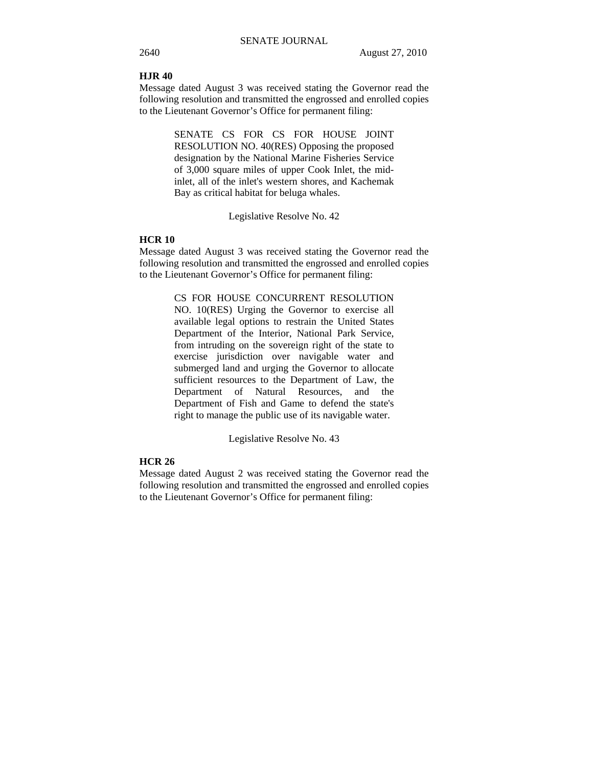**HJR 40**

Message dated August 3 was received stating the Governor read the following resolution and transmitted the engrossed and enrolled copies to the Lieutenant Governor's Office for permanent filing:

> SENATE CS FOR CS FOR HOUSE JOINT RESOLUTION NO. 40(RES) Opposing the proposed designation by the National Marine Fisheries Service of 3,000 square miles of upper Cook Inlet, the mid-inlet, all of the inlet's western shores, and Kachemak Bay as critical habitat for beluga whales.

Legislative Resolve No. 42

**HCR 10**

Message dated August 3 was received stating the Governor read the following resolution and transmitted the engrossed and enrolled copies to the Lieutenant Governor's Office for permanent filing:

> CS FOR HOUSE CONCURRENT RESOLUTION NO. 10(RES) Urging the Governor to exercise all available legal options to restrain the United States Department of the Interior, National Park Service, from intruding on the sovereign right of the state to exercise jurisdiction over navigable water and submerged land and urging the Governor to allocate sufficient resources to the Department of Law, the Department of Natural Resources, and the Department of Fish and Game to defend the state's right to manage the public use of its navigable water.

Legislative Resolve No. 43

**HCR 26**

Message dated August 2 was received stating the Governor read the following resolution and transmitted the engrossed and enrolled copies to the Lieutenant Governor's Office for permanent filing: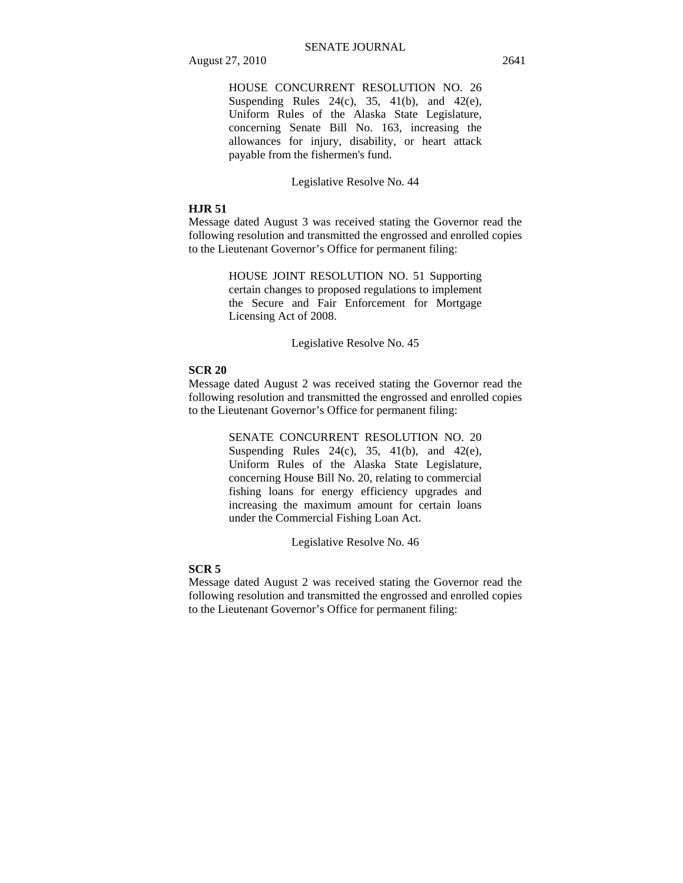HOUSE CONCURRENT RESOLUTION NO. 26 Suspending Rules 24(c), 35, 41(b), and 42(e), Uniform Rules of the Alaska State Legislature, concerning Senate Bill No. 163, increasing the allowances for injury, disability, or heart attack payable from the fishermen's fund.

Legislative Resolve No. 44

**HJR 51**

Message dated August 3 was received stating the Governor read the following resolution and transmitted the engrossed and enrolled copies to the Lieutenant Governor's Office for permanent filing:

HOUSE JOINT RESOLUTION NO. 51 Supporting certain changes to proposed regulations to implement the Secure and Fair Enforcement for Mortgage Licensing Act of 2008.

Legislative Resolve No. 45

**SCR 20**

Message dated August 2 was received stating the Governor read the following resolution and transmitted the engrossed and enrolled copies to the Lieutenant Governor's Office for permanent filing:

SENATE CONCURRENT RESOLUTION NO. 20 Suspending Rules 24(c), 35, 41(b), and 42(e), Uniform Rules of the Alaska State Legislature, concerning House Bill No. 20, relating to commercial fishing loans for energy efficiency upgrades and increasing the maximum amount for certain loans under the Commercial Fishing Loan Act.

Legislative Resolve No. 46

**SCR 5**

Message dated August 2 was received stating the Governor read the following resolution and transmitted the engrossed and enrolled copies to the Lieutenant Governor's Office for permanent filing: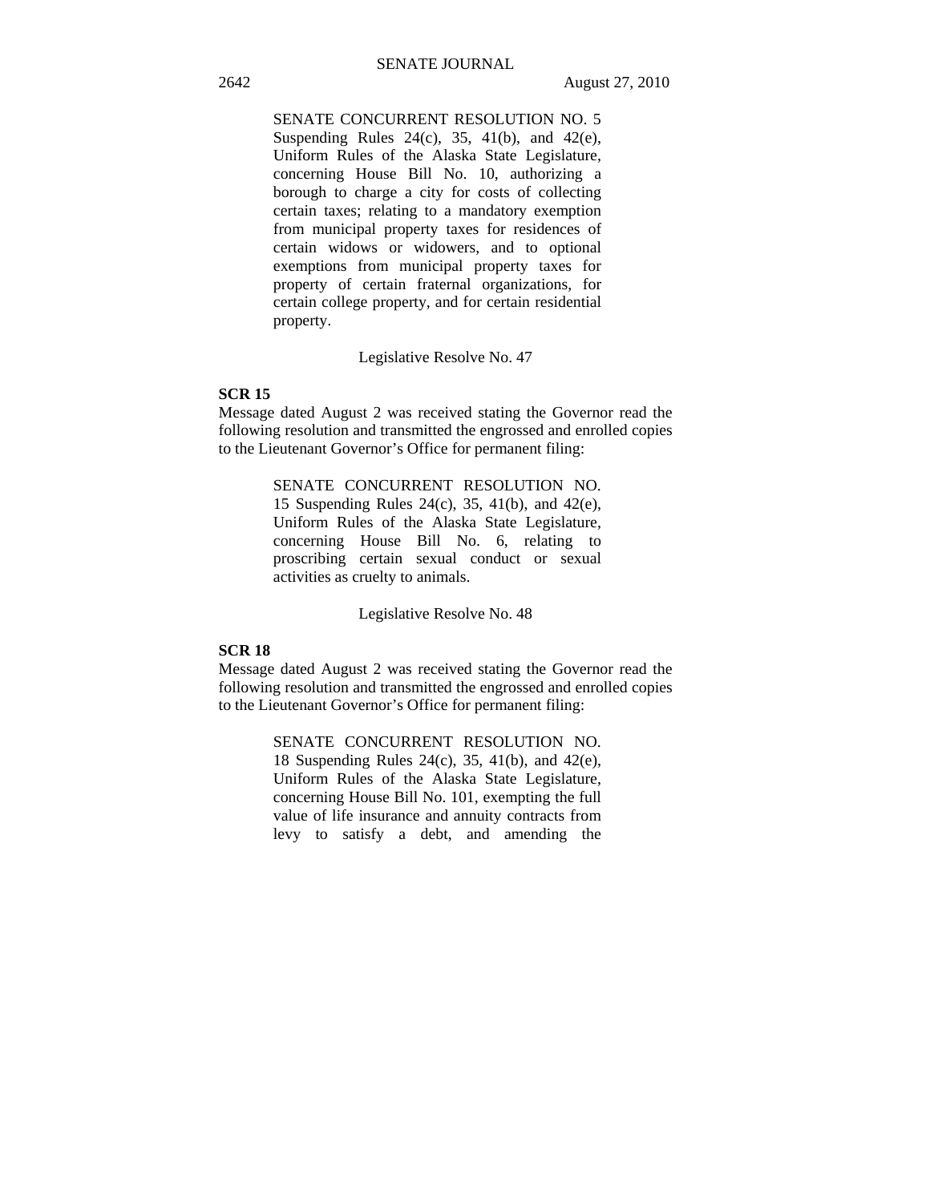SENATE CONCURRENT RESOLUTION NO. 5 Suspending Rules 24(c), 35, 41(b), and 42(e), Uniform Rules of the Alaska State Legislature, concerning House Bill No. 10, authorizing a borough to charge a city for costs of collecting certain taxes; relating to a mandatory exemption from municipal property taxes for residences of certain widows or widowers, and to optional exemptions from municipal property taxes for property of certain fraternal organizations, for certain college property, and for certain residential property.

Legislative Resolve No. 47

**SCR 15**

Message dated August 2 was received stating the Governor read the following resolution and transmitted the engrossed and enrolled copies to the Lieutenant Governor's Office for permanent filing:

SENATE CONCURRENT RESOLUTION NO. 15 Suspending Rules 24(c), 35, 41(b), and 42(e), Uniform Rules of the Alaska State Legislature, concerning House Bill No. 6, relating to proscribing certain sexual conduct or sexual activities as cruelty to animals.

Legislative Resolve No. 48

**SCR 18**

Message dated August 2 was received stating the Governor read the following resolution and transmitted the engrossed and enrolled copies to the Lieutenant Governor's Office for permanent filing:

SENATE CONCURRENT RESOLUTION NO. 18 Suspending Rules 24(c), 35, 41(b), and 42(e), Uniform Rules of the Alaska State Legislature, concerning House Bill No. 101, exempting the full value of life insurance and annuity contracts from levy to satisfy a debt, and amending the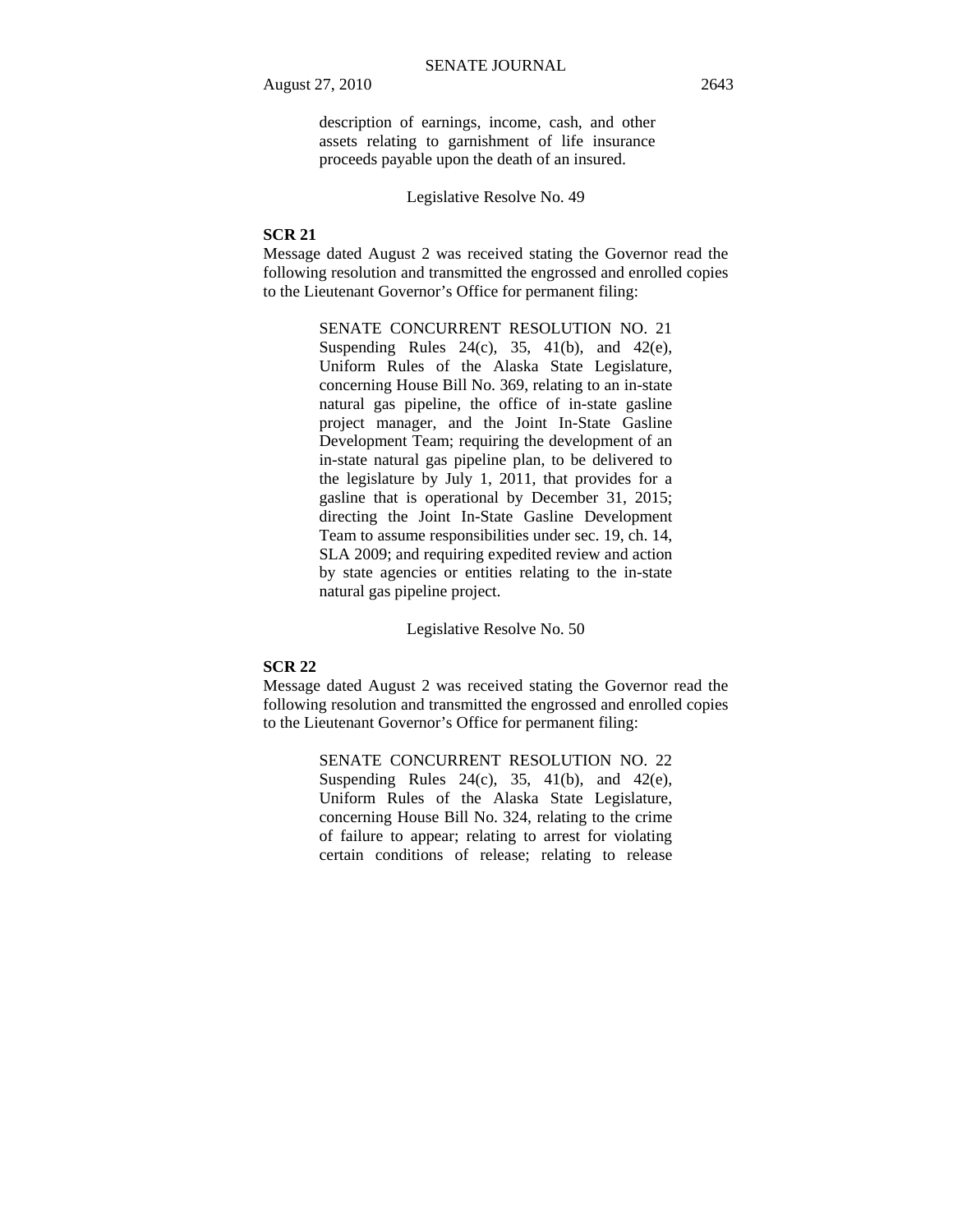description of earnings, income, cash, and other assets relating to garnishment of life insurance proceeds payable upon the death of an insured.

Legislative Resolve No. 49

**SCR 21**

Message dated August 2 was received stating the Governor read the following resolution and transmitted the engrossed and enrolled copies to the Lieutenant Governor's Office for permanent filing:

SENATE CONCURRENT RESOLUTION NO. 21 Suspending Rules 24(c), 35, 41(b), and 42(e), Uniform Rules of the Alaska State Legislature, concerning House Bill No. 369, relating to an in-state natural gas pipeline, the office of in-state gasline project manager, and the Joint In-State Gasline Development Team; requiring the development of an in-state natural gas pipeline plan, to be delivered to the legislature by July 1, 2011, that provides for a gasline that is operational by December 31, 2015; directing the Joint In-State Gasline Development Team to assume responsibilities under sec. 19, ch. 14, SLA 2009; and requiring expedited review and action by state agencies or entities relating to the in-state natural gas pipeline project.

Legislative Resolve No. 50

**SCR 22**

Message dated August 2 was received stating the Governor read the following resolution and transmitted the engrossed and enrolled copies to the Lieutenant Governor's Office for permanent filing:

SENATE CONCURRENT RESOLUTION NO. 22 Suspending Rules 24(c), 35, 41(b), and 42(e), Uniform Rules of the Alaska State Legislature, concerning House Bill No. 324, relating to the crime of failure to appear; relating to arrest for violating certain conditions of release; relating to release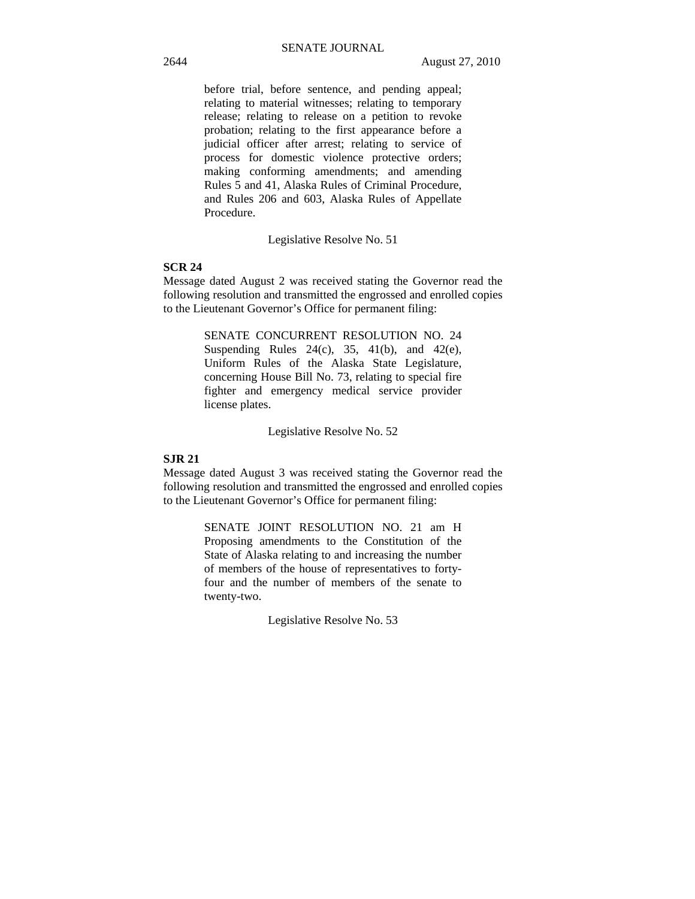before trial, before sentence, and pending appeal; relating to material witnesses; relating to temporary release; relating to release on a petition to revoke probation; relating to the first appearance before a judicial officer after arrest; relating to service of process for domestic violence protective orders; making conforming amendments; and amending Rules 5 and 41, Alaska Rules of Criminal Procedure, and Rules 206 and 603, Alaska Rules of Appellate Procedure.

Legislative Resolve No. 51

**SCR 24**

Message dated August 2 was received stating the Governor read the following resolution and transmitted the engrossed and enrolled copies to the Lieutenant Governor's Office for permanent filing:

SENATE CONCURRENT RESOLUTION NO. 24 Suspending Rules 24(c), 35, 41(b), and 42(e), Uniform Rules of the Alaska State Legislature, concerning House Bill No. 73, relating to special fire fighter and emergency medical service provider license plates.

Legislative Resolve No. 52

**SJR 21**

Message dated August 3 was received stating the Governor read the following resolution and transmitted the engrossed and enrolled copies to the Lieutenant Governor's Office for permanent filing:

SENATE JOINT RESOLUTION NO. 21 am H Proposing amendments to the Constitution of the State of Alaska relating to and increasing the number of members of the house of representatives to forty-four and the number of members of the senate to twenty-two.

Legislative Resolve No. 53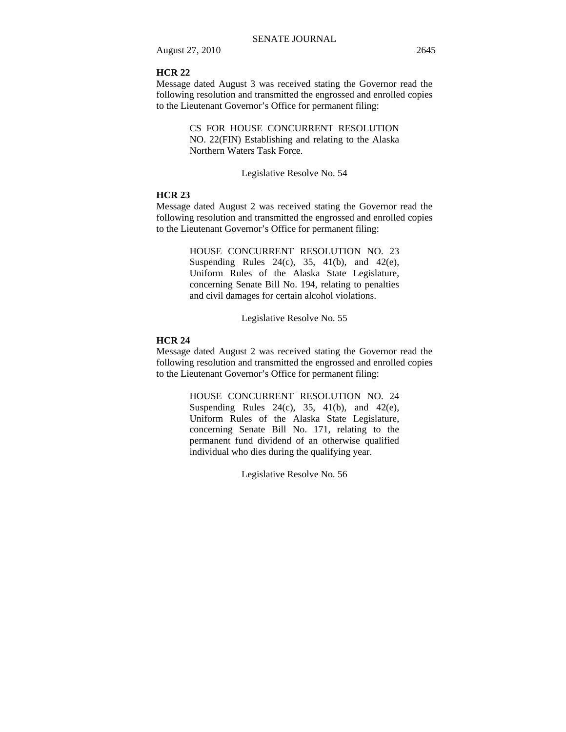**HCR 22**

Message dated August 3 was received stating the Governor read the following resolution and transmitted the engrossed and enrolled copies to the Lieutenant Governor's Office for permanent filing:

> CS FOR HOUSE CONCURRENT RESOLUTION NO. 22(FIN) Establishing and relating to the Alaska Northern Waters Task Force.

Legislative Resolve No. 54

**HCR 23**

Message dated August 2 was received stating the Governor read the following resolution and transmitted the engrossed and enrolled copies to the Lieutenant Governor's Office for permanent filing:

> HOUSE CONCURRENT RESOLUTION NO. 23 Suspending Rules 24(c), 35, 41(b), and 42(e), Uniform Rules of the Alaska State Legislature, concerning Senate Bill No. 194, relating to penalties and civil damages for certain alcohol violations.

Legislative Resolve No. 55

**HCR 24**

Message dated August 2 was received stating the Governor read the following resolution and transmitted the engrossed and enrolled copies to the Lieutenant Governor's Office for permanent filing:

> HOUSE CONCURRENT RESOLUTION NO. 24 Suspending Rules 24(c), 35, 41(b), and 42(e), Uniform Rules of the Alaska State Legislature, concerning Senate Bill No. 171, relating to the permanent fund dividend of an otherwise qualified individual who dies during the qualifying year.

Legislative Resolve No. 56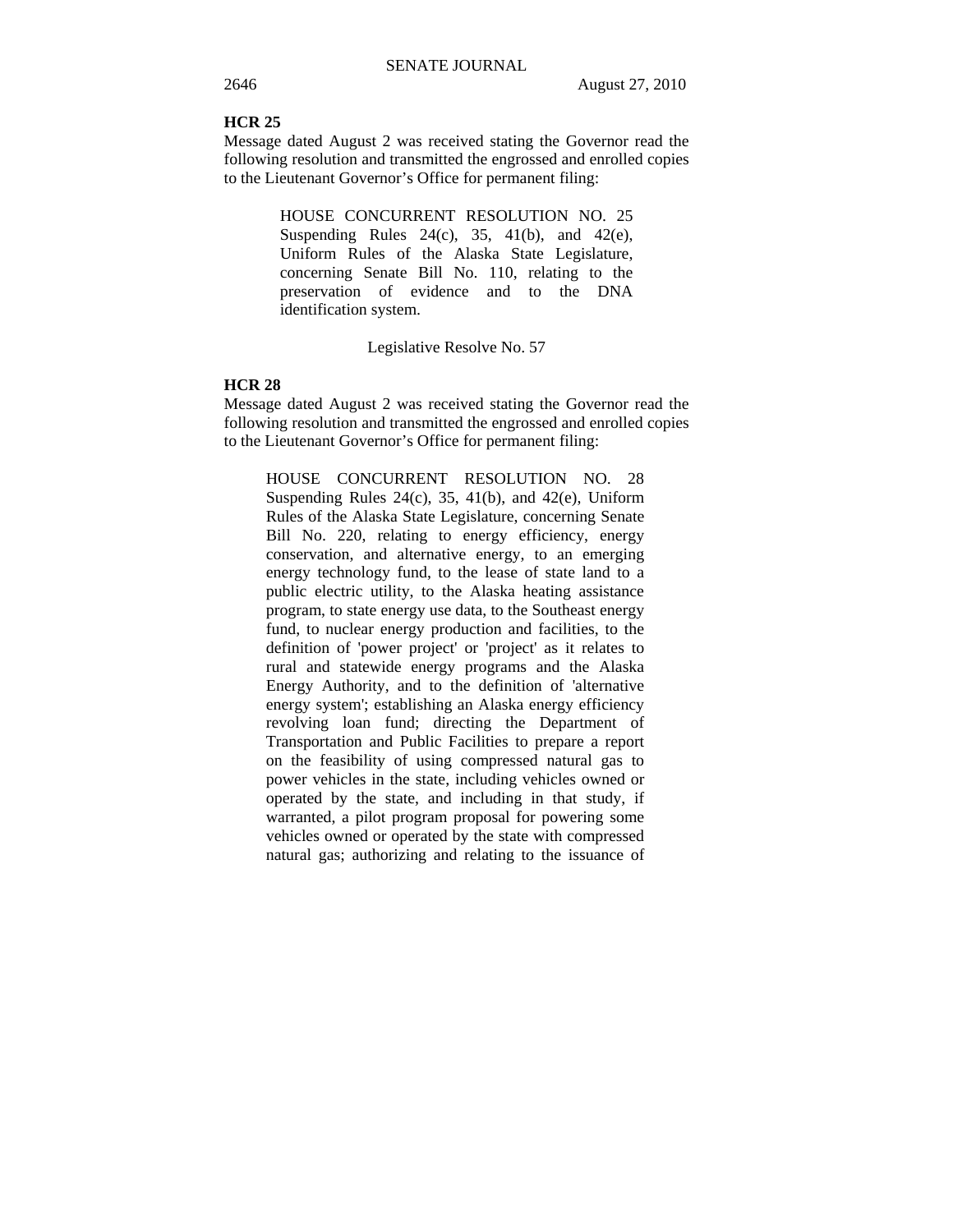**HCR 25**

Message dated August 2 was received stating the Governor read the following resolution and transmitted the engrossed and enrolled copies to the Lieutenant Governor's Office for permanent filing:

> HOUSE CONCURRENT RESOLUTION NO. 25 Suspending Rules 24(c), 35, 41(b), and 42(e), Uniform Rules of the Alaska State Legislature, concerning Senate Bill No. 110, relating to the preservation of evidence and to the DNA identification system.

Legislative Resolve No. 57

**HCR 28**

Message dated August 2 was received stating the Governor read the following resolution and transmitted the engrossed and enrolled copies to the Lieutenant Governor's Office for permanent filing:

> HOUSE CONCURRENT RESOLUTION NO. 28 Suspending Rules 24(c), 35, 41(b), and 42(e), Uniform Rules of the Alaska State Legislature, concerning Senate Bill No. 220, relating to energy efficiency, energy conservation, and alternative energy, to an emerging energy technology fund, to the lease of state land to a public electric utility, to the Alaska heating assistance program, to state energy use data, to the Southeast energy fund, to nuclear energy production and facilities, to the definition of 'power project' or 'project' as it relates to rural and statewide energy programs and the Alaska Energy Authority, and to the definition of 'alternative energy system'; establishing an Alaska energy efficiency revolving loan fund; directing the Department of Transportation and Public Facilities to prepare a report on the feasibility of using compressed natural gas to power vehicles in the state, including vehicles owned or operated by the state, and including in that study, if warranted, a pilot program proposal for powering some vehicles owned or operated by the state with compressed natural gas; authorizing and relating to the issuance of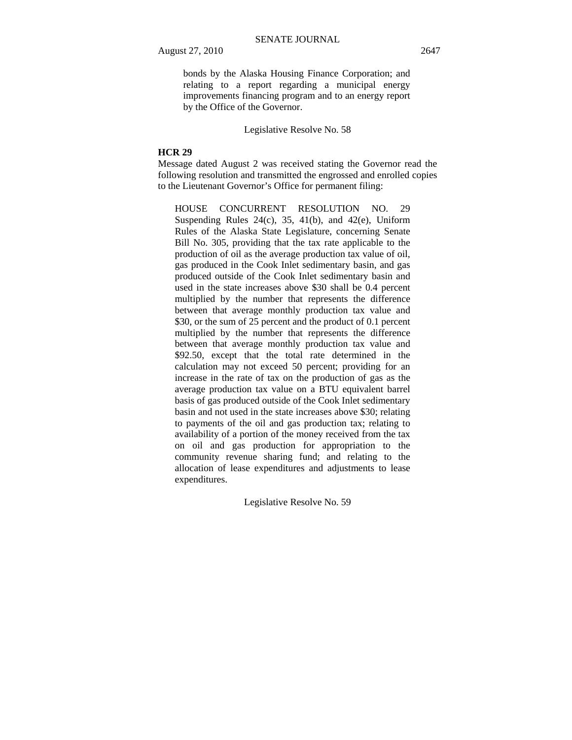bonds by the Alaska Housing Finance Corporation; and relating to a report regarding a municipal energy improvements financing program and to an energy report by the Office of the Governor.

Legislative Resolve No. 58

**HCR 29**

Message dated August 2 was received stating the Governor read the following resolution and transmitted the engrossed and enrolled copies to the Lieutenant Governor's Office for permanent filing:

HOUSE CONCURRENT RESOLUTION NO. 29 Suspending Rules 24(c), 35, 41(b), and 42(e), Uniform Rules of the Alaska State Legislature, concerning Senate Bill No. 305, providing that the tax rate applicable to the production of oil as the average production tax value of oil, gas produced in the Cook Inlet sedimentary basin, and gas produced outside of the Cook Inlet sedimentary basin and used in the state increases above $30 shall be 0.4 percent multiplied by the number that represents the difference between that average monthly production tax value and $30, or the sum of 25 percent and the product of 0.1 percent multiplied by the number that represents the difference between that average monthly production tax value and $92.50, except that the total rate determined in the calculation may not exceed 50 percent; providing for an increase in the rate of tax on the production of gas as the average production tax value on a BTU equivalent barrel basis of gas produced outside of the Cook Inlet sedimentary basin and not used in the state increases above $30; relating to payments of the oil and gas production tax; relating to availability of a portion of the money received from the tax on oil and gas production for appropriation to the community revenue sharing fund; and relating to the allocation of lease expenditures and adjustments to lease expenditures.

Legislative Resolve No. 59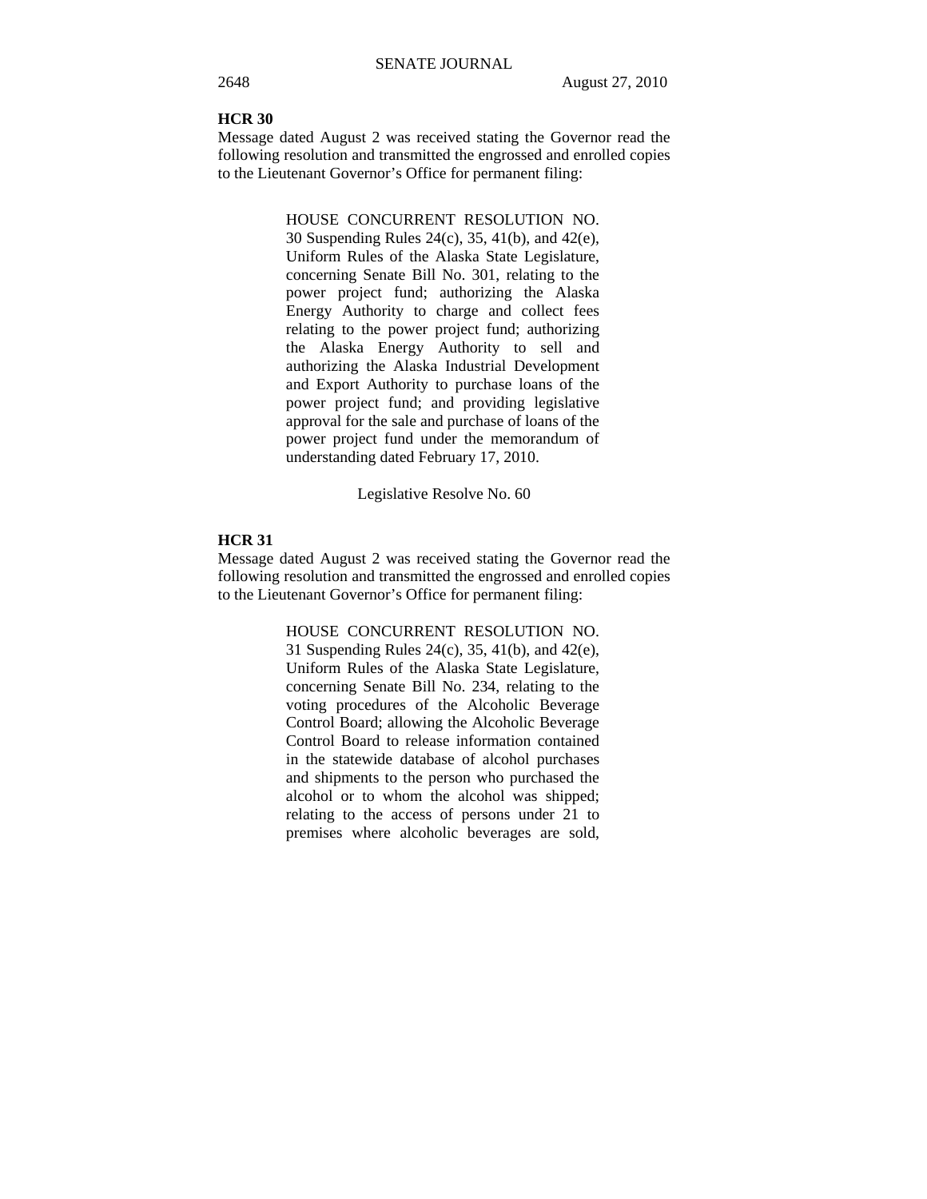**HCR 30**

Message dated August 2 was received stating the Governor read the following resolution and transmitted the engrossed and enrolled copies to the Lieutenant Governor's Office for permanent filing:

> HOUSE CONCURRENT RESOLUTION NO. 30 Suspending Rules 24(c), 35, 41(b), and 42(e), Uniform Rules of the Alaska State Legislature, concerning Senate Bill No. 301, relating to the power project fund; authorizing the Alaska Energy Authority to charge and collect fees relating to the power project fund; authorizing the Alaska Energy Authority to sell and authorizing the Alaska Industrial Development and Export Authority to purchase loans of the power project fund; and providing legislative approval for the sale and purchase of loans of the power project fund under the memorandum of understanding dated February 17, 2010.
>
> Legislative Resolve No. 60

**HCR 31**

Message dated August 2 was received stating the Governor read the following resolution and transmitted the engrossed and enrolled copies to the Lieutenant Governor's Office for permanent filing:

> HOUSE CONCURRENT RESOLUTION NO. 31 Suspending Rules 24(c), 35, 41(b), and 42(e), Uniform Rules of the Alaska State Legislature, concerning Senate Bill No. 234, relating to the voting procedures of the Alcoholic Beverage Control Board; allowing the Alcoholic Beverage Control Board to release information contained in the statewide database of alcohol purchases and shipments to the person who purchased the alcohol or to whom the alcohol was shipped; relating to the access of persons under 21 to premises where alcoholic beverages are sold,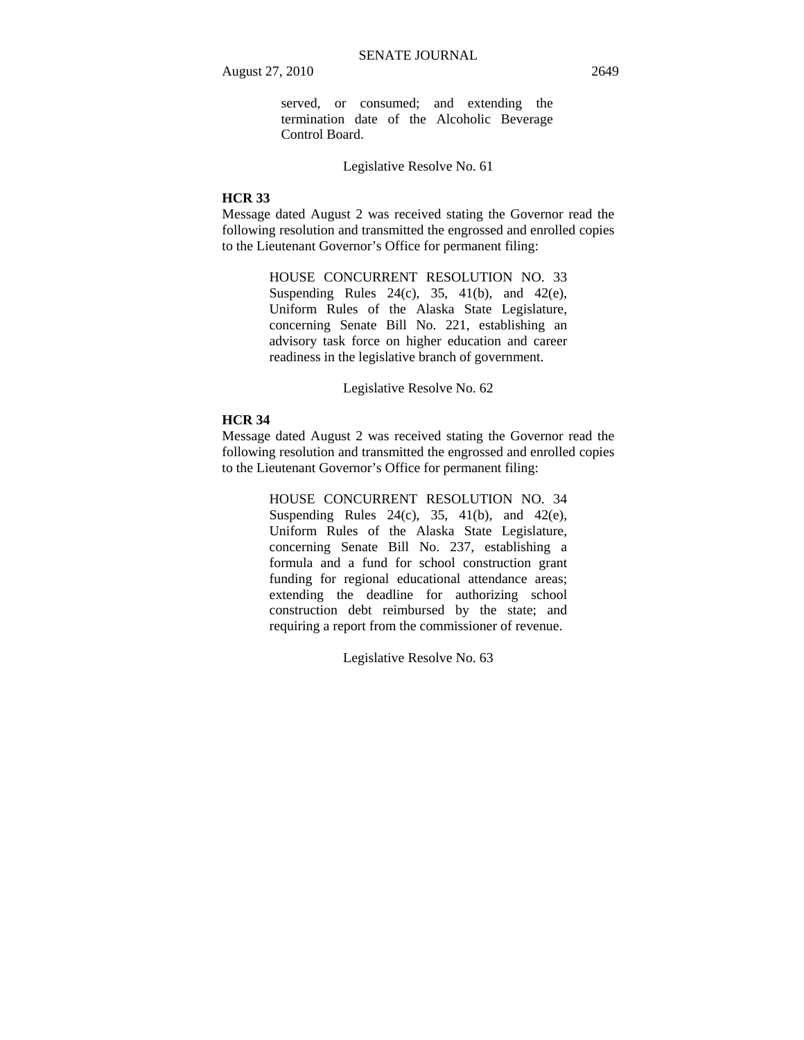served, or consumed; and extending the termination date of the Alcoholic Beverage Control Board.

Legislative Resolve No. 61

**HCR 33**

Message dated August 2 was received stating the Governor read the following resolution and transmitted the engrossed and enrolled copies to the Lieutenant Governor's Office for permanent filing:

> HOUSE CONCURRENT RESOLUTION NO. 33
> Suspending Rules 24(c), 35, 41(b), and 42(e), Uniform Rules of the Alaska State Legislature, concerning Senate Bill No. 221, establishing an advisory task force on higher education and career readiness in the legislative branch of government.

Legislative Resolve No. 62

**HCR 34**

Message dated August 2 was received stating the Governor read the following resolution and transmitted the engrossed and enrolled copies to the Lieutenant Governor's Office for permanent filing:

> HOUSE CONCURRENT RESOLUTION NO. 34
> Suspending Rules 24(c), 35, 41(b), and 42(e), Uniform Rules of the Alaska State Legislature, concerning Senate Bill No. 237, establishing a formula and a fund for school construction grant funding for regional educational attendance areas; extending the deadline for authorizing school construction debt reimbursed by the state; and requiring a report from the commissioner of revenue.

Legislative Resolve No. 63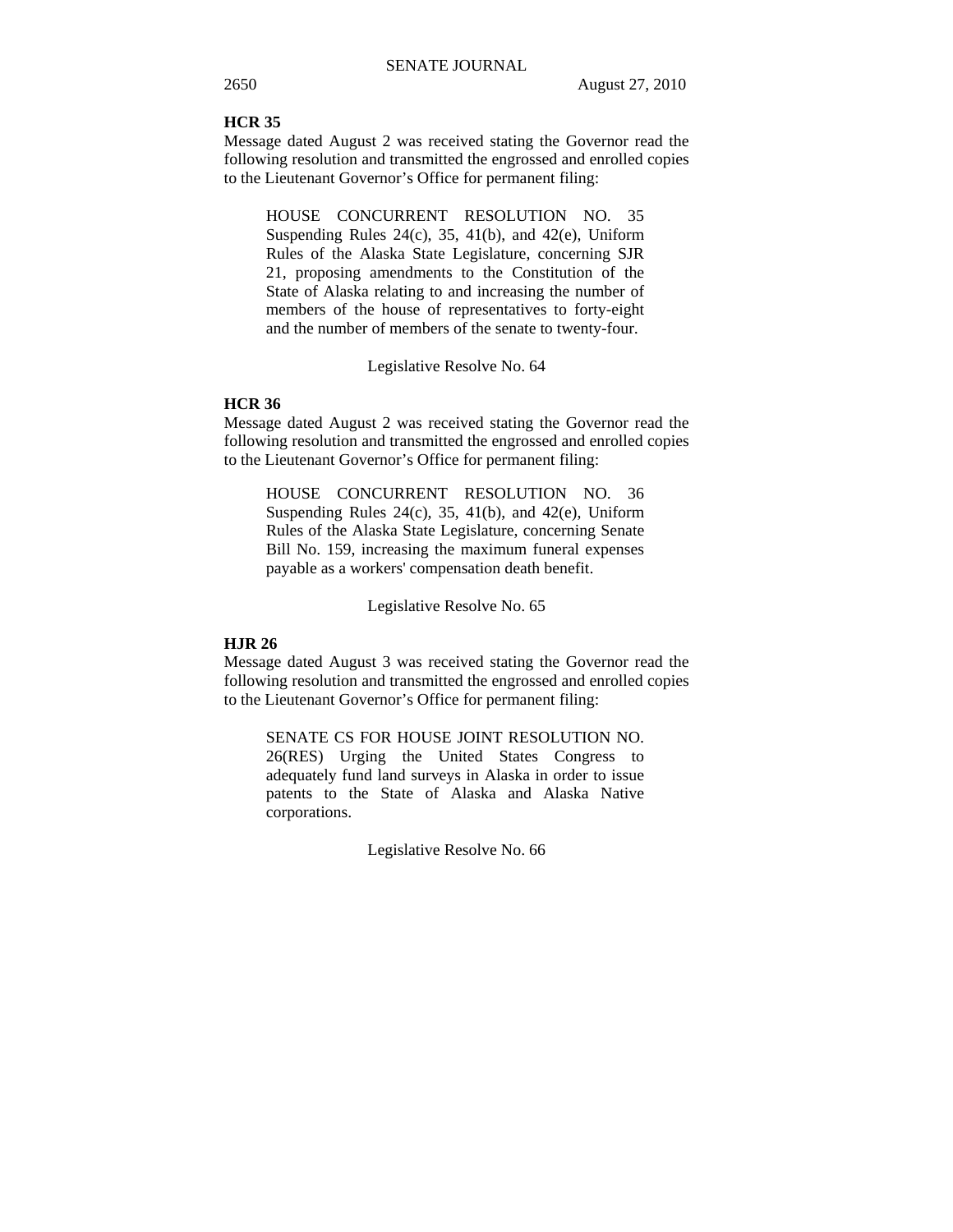**HCR 35**

Message dated August 2 was received stating the Governor read the following resolution and transmitted the engrossed and enrolled copies to the Lieutenant Governor's Office for permanent filing:

> HOUSE CONCURRENT RESOLUTION NO. 35 Suspending Rules 24(c), 35, 41(b), and 42(e), Uniform Rules of the Alaska State Legislature, concerning SJR 21, proposing amendments to the Constitution of the State of Alaska relating to and increasing the number of members of the house of representatives to forty-eight and the number of members of the senate to twenty-four.

Legislative Resolve No. 64

**HCR 36**

Message dated August 2 was received stating the Governor read the following resolution and transmitted the engrossed and enrolled copies to the Lieutenant Governor's Office for permanent filing:

> HOUSE CONCURRENT RESOLUTION NO. 36 Suspending Rules 24(c), 35, 41(b), and 42(e), Uniform Rules of the Alaska State Legislature, concerning Senate Bill No. 159, increasing the maximum funeral expenses payable as a workers' compensation death benefit.

Legislative Resolve No. 65

**HJR 26**

Message dated August 3 was received stating the Governor read the following resolution and transmitted the engrossed and enrolled copies to the Lieutenant Governor's Office for permanent filing:

> SENATE CS FOR HOUSE JOINT RESOLUTION NO. 26(RES) Urging the United States Congress to adequately fund land surveys in Alaska in order to issue patents to the State of Alaska and Alaska Native corporations.

Legislative Resolve No. 66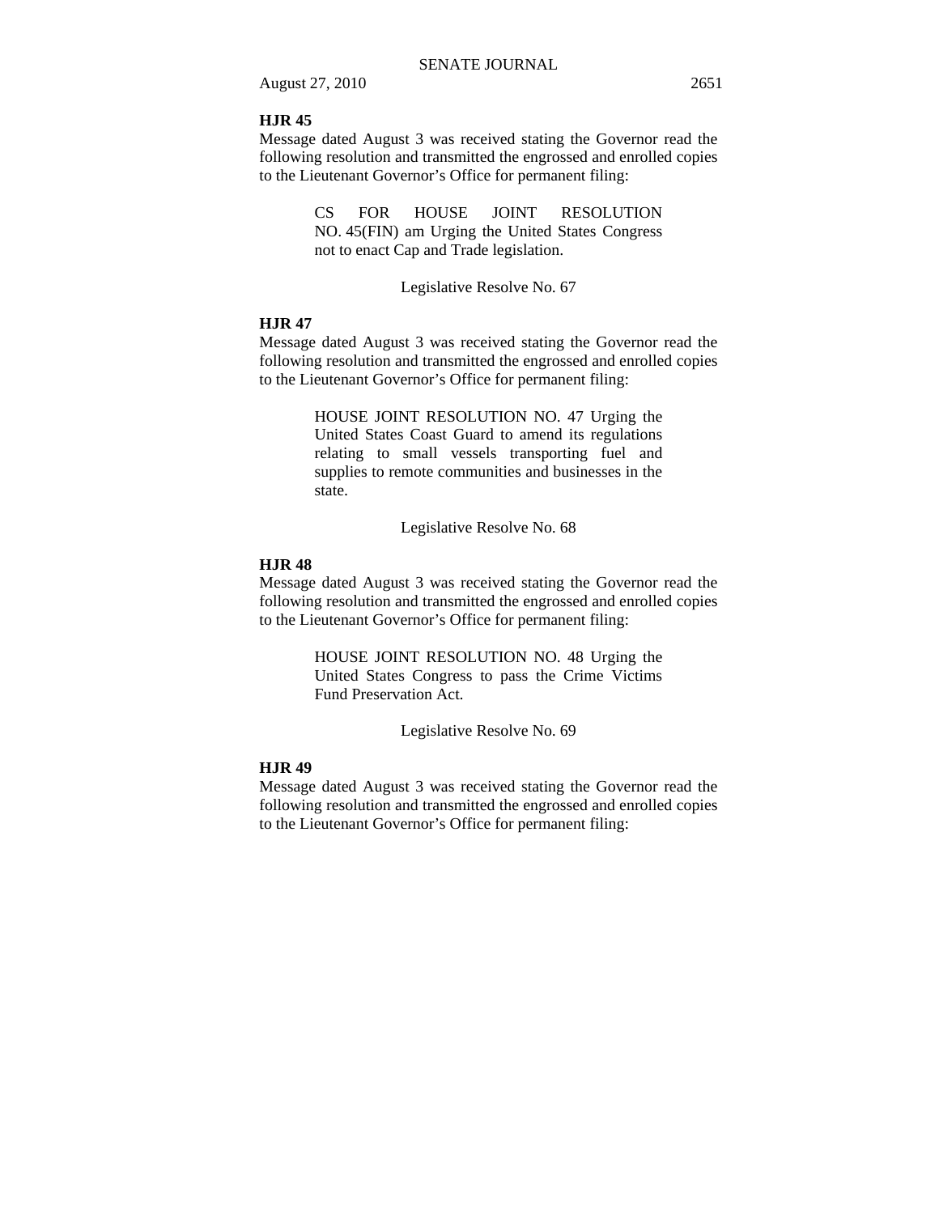**HJR 45**

Message dated August 3 was received stating the Governor read the following resolution and transmitted the engrossed and enrolled copies to the Lieutenant Governor's Office for permanent filing:

> CS FOR HOUSE JOINT RESOLUTION NO. 45(FIN) am Urging the United States Congress not to enact Cap and Trade legislation.

Legislative Resolve No. 67

**HJR 47**

Message dated August 3 was received stating the Governor read the following resolution and transmitted the engrossed and enrolled copies to the Lieutenant Governor's Office for permanent filing:

> HOUSE JOINT RESOLUTION NO. 47 Urging the United States Coast Guard to amend its regulations relating to small vessels transporting fuel and supplies to remote communities and businesses in the state.

Legislative Resolve No. 68

**HJR 48**

Message dated August 3 was received stating the Governor read the following resolution and transmitted the engrossed and enrolled copies to the Lieutenant Governor's Office for permanent filing:

> HOUSE JOINT RESOLUTION NO. 48 Urging the United States Congress to pass the Crime Victims Fund Preservation Act.

Legislative Resolve No. 69

**HJR 49**

Message dated August 3 was received stating the Governor read the following resolution and transmitted the engrossed and enrolled copies to the Lieutenant Governor's Office for permanent filing: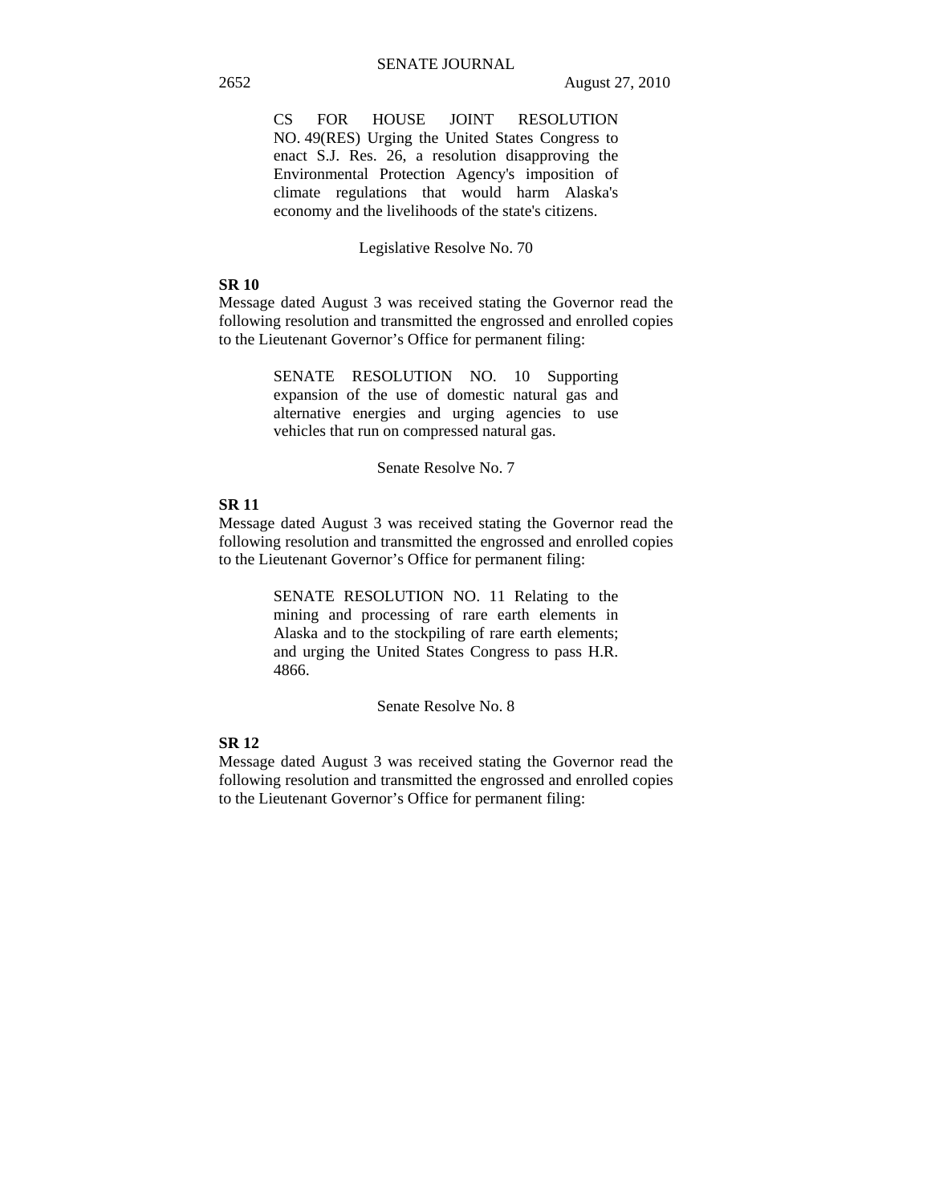CS FOR HOUSE JOINT RESOLUTION NO. 49(RES) Urging the United States Congress to enact S.J. Res. 26, a resolution disapproving the Environmental Protection Agency's imposition of climate regulations that would harm Alaska's economy and the livelihoods of the state's citizens.

Legislative Resolve No. 70

**SR 10**

Message dated August 3 was received stating the Governor read the following resolution and transmitted the engrossed and enrolled copies to the Lieutenant Governor's Office for permanent filing:

SENATE RESOLUTION NO. 10 Supporting expansion of the use of domestic natural gas and alternative energies and urging agencies to use vehicles that run on compressed natural gas.

Senate Resolve No. 7

**SR 11**

Message dated August 3 was received stating the Governor read the following resolution and transmitted the engrossed and enrolled copies to the Lieutenant Governor's Office for permanent filing:

SENATE RESOLUTION NO. 11 Relating to the mining and processing of rare earth elements in Alaska and to the stockpiling of rare earth elements; and urging the United States Congress to pass H.R. 4866.

Senate Resolve No. 8

**SR 12**

Message dated August 3 was received stating the Governor read the following resolution and transmitted the engrossed and enrolled copies to the Lieutenant Governor's Office for permanent filing: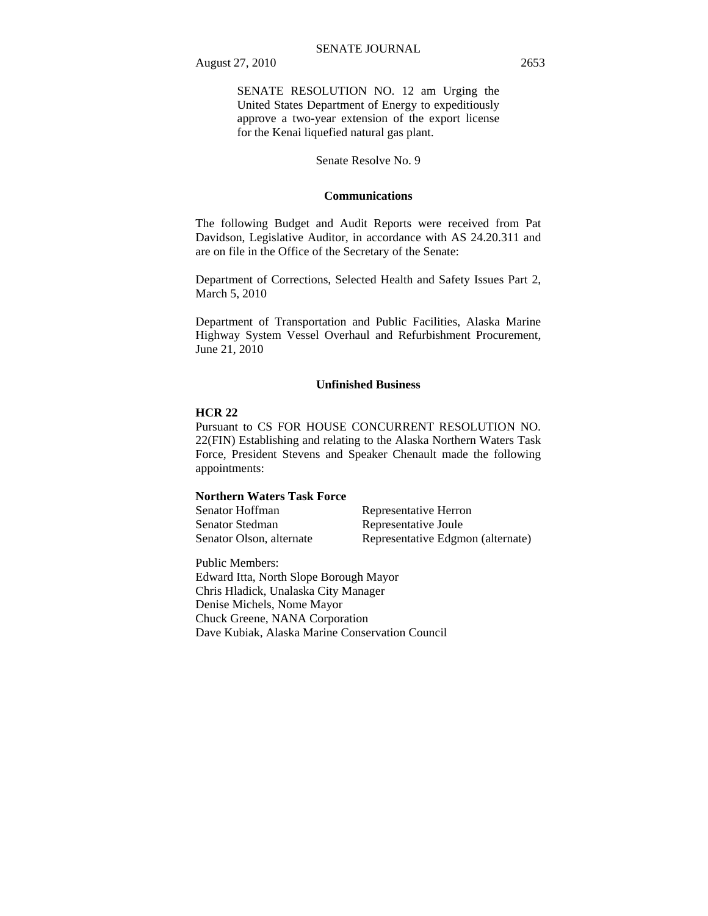SENATE RESOLUTION NO. 12 am Urging the United States Department of Energy to expeditiously approve a two-year extension of the export license for the Kenai liquefied natural gas plant.

Senate Resolve No. 9

## Communications

The following Budget and Audit Reports were received from Pat Davidson, Legislative Auditor, in accordance with AS 24.20.311 and are on file in the Office of the Secretary of the Senate:

Department of Corrections, Selected Health and Safety Issues Part 2, March 5, 2010

Department of Transportation and Public Facilities, Alaska Marine Highway System Vessel Overhaul and Refurbishment Procurement, June 21, 2010

## Unfinished Business

**HCR 22**

Pursuant to CS FOR HOUSE CONCURRENT RESOLUTION NO. 22(FIN) Establishing and relating to the Alaska Northern Waters Task Force, President Stevens and Speaker Chenault made the following appointments:

**Northern Waters Task Force**

| | |
|---|---|
| Senator Hoffman | Representative Herron |
| Senator Stedman | Representative Joule |
| Senator Olson, alternate | Representative Edgmon (alternate) |

Public Members:
Edward Itta, North Slope Borough Mayor
Chris Hladick, Unalaska City Manager
Denise Michels, Nome Mayor
Chuck Greene, NANA Corporation
Dave Kubiak, Alaska Marine Conservation Council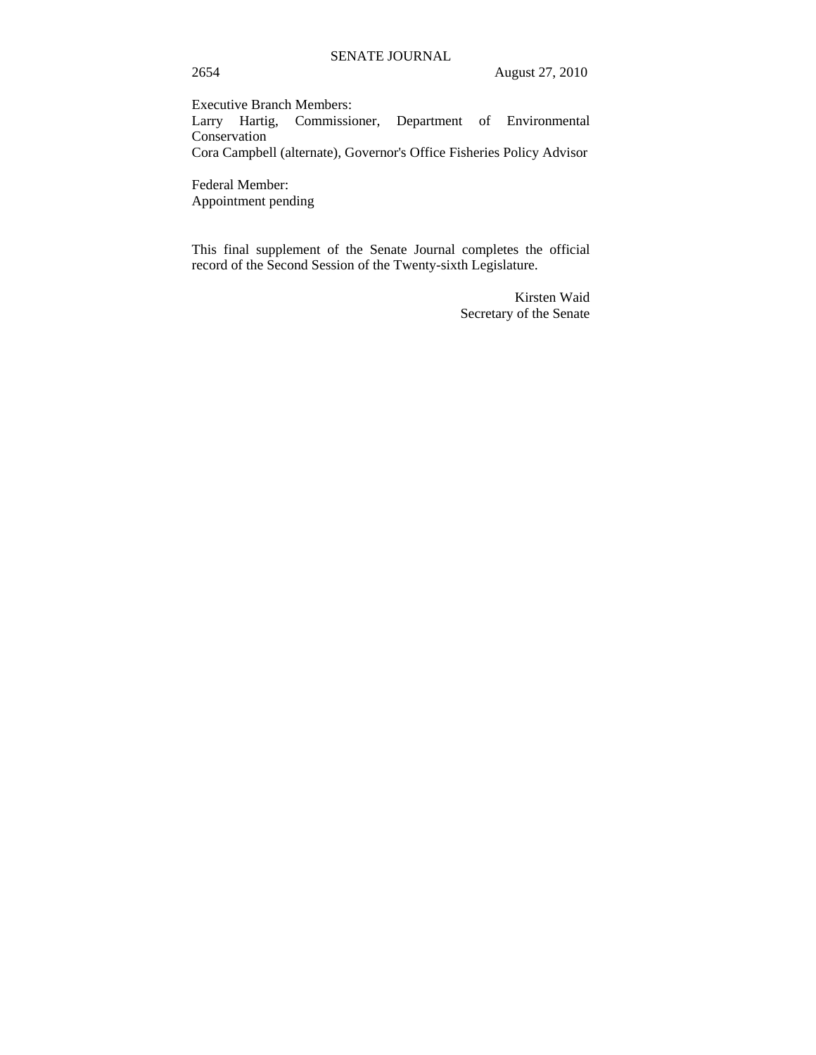Executive Branch Members:
Larry Hartig, Commissioner, Department of Environmental Conservation
Cora Campbell (alternate), Governor's Office Fisheries Policy Advisor

Federal Member:
Appointment pending

This final supplement of the Senate Journal completes the official record of the Second Session of the Twenty-sixth Legislature.

Kirsten Waid
Secretary of the Senate